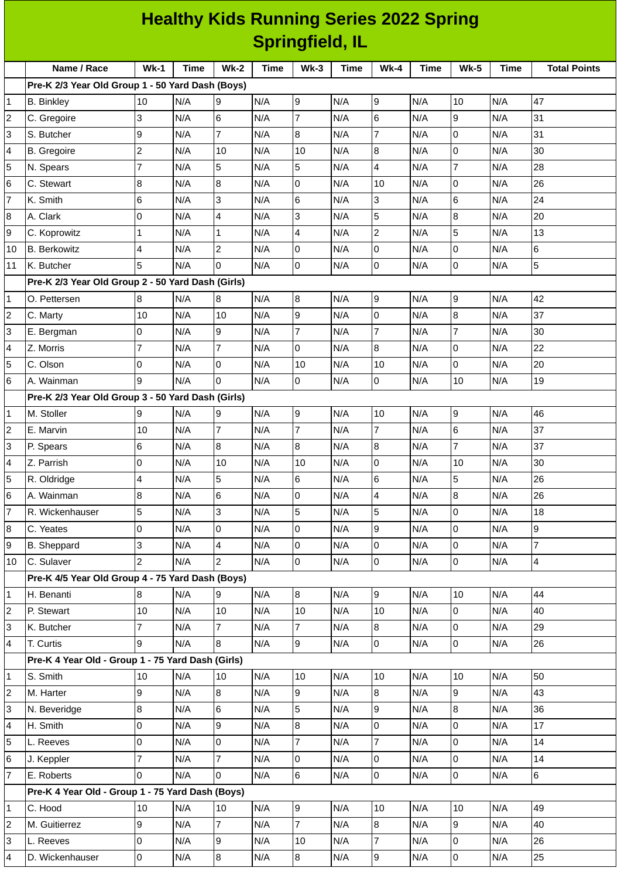# Healthy Kids Running Series 2022 Spring
## Springfield, IL

| | Name / Race | Wk-1 | Time | Wk-2 | Time | Wk-3 | Time | Wk-4 | Time | Wk-5 | Time | Total Points |
|---|---|---|---|---|---|---|---|---|---|---|---|---|
| | **Pre-K 2/3 Year Old Group 1 - 50 Yard Dash (Boys)** | | | | | | | | | | | |
| 1 | B. Binkley | 10 | N/A | 9 | N/A | 9 | N/A | 9 | N/A | 10 | N/A | 47 |
| 2 | C. Gregoire | 3 | N/A | 6 | N/A | 7 | N/A | 6 | N/A | 9 | N/A | 31 |
| 3 | S. Butcher | 9 | N/A | 7 | N/A | 8 | N/A | 7 | N/A | 0 | N/A | 31 |
| 4 | B. Gregoire | 2 | N/A | 10 | N/A | 10 | N/A | 8 | N/A | 0 | N/A | 30 |
| 5 | N. Spears | 7 | N/A | 5 | N/A | 5 | N/A | 4 | N/A | 7 | N/A | 28 |
| 6 | C. Stewart | 8 | N/A | 8 | N/A | 0 | N/A | 10 | N/A | 0 | N/A | 26 |
| 7 | K. Smith | 6 | N/A | 3 | N/A | 6 | N/A | 3 | N/A | 6 | N/A | 24 |
| 8 | A. Clark | 0 | N/A | 4 | N/A | 3 | N/A | 5 | N/A | 8 | N/A | 20 |
| 9 | C. Koprowitz | 1 | N/A | 1 | N/A | 4 | N/A | 2 | N/A | 5 | N/A | 13 |
| 10 | B. Berkowitz | 4 | N/A | 2 | N/A | 0 | N/A | 0 | N/A | 0 | N/A | 6 |
| 11 | K. Butcher | 5 | N/A | 0 | N/A | 0 | N/A | 0 | N/A | 0 | N/A | 5 |
| | **Pre-K 2/3 Year Old Group 2 - 50 Yard Dash (Girls)** | | | | | | | | | | | |
| 1 | O. Pettersen | 8 | N/A | 8 | N/A | 8 | N/A | 9 | N/A | 9 | N/A | 42 |
| 2 | C. Marty | 10 | N/A | 10 | N/A | 9 | N/A | 0 | N/A | 8 | N/A | 37 |
| 3 | E. Bergman | 0 | N/A | 9 | N/A | 7 | N/A | 7 | N/A | 7 | N/A | 30 |
| 4 | Z. Morris | 7 | N/A | 7 | N/A | 0 | N/A | 8 | N/A | 0 | N/A | 22 |
| 5 | C. Olson | 0 | N/A | 0 | N/A | 10 | N/A | 10 | N/A | 0 | N/A | 20 |
| 6 | A. Wainman | 9 | N/A | 0 | N/A | 0 | N/A | 0 | N/A | 10 | N/A | 19 |
| | **Pre-K 2/3 Year Old Group 3 - 50 Yard Dash (Girls)** | | | | | | | | | | | |
| 1 | M. Stoller | 9 | N/A | 9 | N/A | 9 | N/A | 10 | N/A | 9 | N/A | 46 |
| 2 | E. Marvin | 10 | N/A | 7 | N/A | 7 | N/A | 7 | N/A | 6 | N/A | 37 |
| 3 | P. Spears | 6 | N/A | 8 | N/A | 8 | N/A | 8 | N/A | 7 | N/A | 37 |
| 4 | Z. Parrish | 0 | N/A | 10 | N/A | 10 | N/A | 0 | N/A | 10 | N/A | 30 |
| 5 | R. Oldridge | 4 | N/A | 5 | N/A | 6 | N/A | 6 | N/A | 5 | N/A | 26 |
| 6 | A. Wainman | 8 | N/A | 6 | N/A | 0 | N/A | 4 | N/A | 8 | N/A | 26 |
| 7 | R. Wickenhauser | 5 | N/A | 3 | N/A | 5 | N/A | 5 | N/A | 0 | N/A | 18 |
| 8 | C. Yeates | 0 | N/A | 0 | N/A | 0 | N/A | 9 | N/A | 0 | N/A | 9 |
| 9 | B. Sheppard | 3 | N/A | 4 | N/A | 0 | N/A | 0 | N/A | 0 | N/A | 7 |
| 10 | C. Sulaver | 2 | N/A | 2 | N/A | 0 | N/A | 0 | N/A | 0 | N/A | 4 |
| | **Pre-K 4/5 Year Old Group 4 - 75 Yard Dash (Boys)** | | | | | | | | | | | |
| 1 | H. Benanti | 8 | N/A | 9 | N/A | 8 | N/A | 9 | N/A | 10 | N/A | 44 |
| 2 | P. Stewart | 10 | N/A | 10 | N/A | 10 | N/A | 10 | N/A | 0 | N/A | 40 |
| 3 | K. Butcher | 7 | N/A | 7 | N/A | 7 | N/A | 8 | N/A | 0 | N/A | 29 |
| 4 | T. Curtis | 9 | N/A | 8 | N/A | 9 | N/A | 0 | N/A | 0 | N/A | 26 |
| | **Pre-K 4 Year Old - Group 1 - 75 Yard Dash (Girls)** | | | | | | | | | | | |
| 1 | S. Smith | 10 | N/A | 10 | N/A | 10 | N/A | 10 | N/A | 10 | N/A | 50 |
| 2 | M. Harter | 9 | N/A | 8 | N/A | 9 | N/A | 8 | N/A | 9 | N/A | 43 |
| 3 | N. Beveridge | 8 | N/A | 6 | N/A | 5 | N/A | 9 | N/A | 8 | N/A | 36 |
| 4 | H. Smith | 0 | N/A | 9 | N/A | 8 | N/A | 0 | N/A | 0 | N/A | 17 |
| 5 | L. Reeves | 0 | N/A | 0 | N/A | 7 | N/A | 7 | N/A | 0 | N/A | 14 |
| 6 | J. Keppler | 7 | N/A | 7 | N/A | 0 | N/A | 0 | N/A | 0 | N/A | 14 |
| 7 | E. Roberts | 0 | N/A | 0 | N/A | 6 | N/A | 0 | N/A | 0 | N/A | 6 |
| | **Pre-K 4 Year Old - Group 1 - 75 Yard Dash (Boys)** | | | | | | | | | | | |
| 1 | C. Hood | 10 | N/A | 10 | N/A | 9 | N/A | 10 | N/A | 10 | N/A | 49 |
| 2 | M. Guitierrez | 9 | N/A | 7 | N/A | 7 | N/A | 8 | N/A | 9 | N/A | 40 |
| 3 | L. Reeves | 0 | N/A | 9 | N/A | 10 | N/A | 7 | N/A | 0 | N/A | 26 |
| 4 | D. Wickenhauser | 0 | N/A | 8 | N/A | 8 | N/A | 9 | N/A | 0 | N/A | 25 |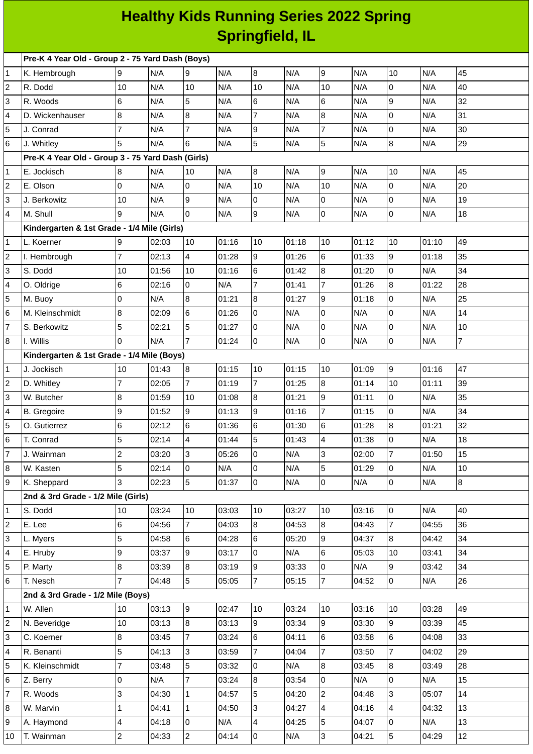# Healthy Kids Running Series 2022 Spring
## Springfield, IL

| | | | | | | | | | | | | |
|---|---|---|---|---|---|---|---|---|---|---|---|---|
| | **Pre-K 4 Year Old - Group 2 - 75 Yard Dash (Boys)** | | | | | | | | | | | |
| 1 | K. Hembrough | 9 | N/A | 9 | N/A | 8 | N/A | 9 | N/A | 10 | N/A | 45 |
| 2 | R. Dodd | 10 | N/A | 10 | N/A | 10 | N/A | 10 | N/A | 0 | N/A | 40 |
| 3 | R. Woods | 6 | N/A | 5 | N/A | 6 | N/A | 6 | N/A | 9 | N/A | 32 |
| 4 | D. Wickenhauser | 8 | N/A | 8 | N/A | 7 | N/A | 8 | N/A | 0 | N/A | 31 |
| 5 | J. Conrad | 7 | N/A | 7 | N/A | 9 | N/A | 7 | N/A | 0 | N/A | 30 |
| 6 | J. Whitley | 5 | N/A | 6 | N/A | 5 | N/A | 5 | N/A | 8 | N/A | 29 |
| | **Pre-K 4 Year Old - Group 3 - 75 Yard Dash (Girls)** | | | | | | | | | | | |
| 1 | E. Jockisch | 8 | N/A | 10 | N/A | 8 | N/A | 9 | N/A | 10 | N/A | 45 |
| 2 | E. Olson | 0 | N/A | 0 | N/A | 10 | N/A | 10 | N/A | 0 | N/A | 20 |
| 3 | J. Berkowitz | 10 | N/A | 9 | N/A | 0 | N/A | 0 | N/A | 0 | N/A | 19 |
| 4 | M. Shull | 9 | N/A | 0 | N/A | 9 | N/A | 0 | N/A | 0 | N/A | 18 |
| | **Kindergarten & 1st Grade - 1/4 Mile (Girls)** | | | | | | | | | | | |
| 1 | L. Koerner | 9 | 02:03 | 10 | 01:16 | 10 | 01:18 | 10 | 01:12 | 10 | 01:10 | 49 |
| 2 | I. Hembrough | 7 | 02:13 | 4 | 01:28 | 9 | 01:26 | 6 | 01:33 | 9 | 01:18 | 35 |
| 3 | S. Dodd | 10 | 01:56 | 10 | 01:16 | 6 | 01:42 | 8 | 01:20 | 0 | N/A | 34 |
| 4 | O. Oldrige | 6 | 02:16 | 0 | N/A | 7 | 01:41 | 7 | 01:26 | 8 | 01:22 | 28 |
| 5 | M. Buoy | 0 | N/A | 8 | 01:21 | 8 | 01:27 | 9 | 01:18 | 0 | N/A | 25 |
| 6 | M. Kleinschmidt | 8 | 02:09 | 6 | 01:26 | 0 | N/A | 0 | N/A | 0 | N/A | 14 |
| 7 | S. Berkowitz | 5 | 02:21 | 5 | 01:27 | 0 | N/A | 0 | N/A | 0 | N/A | 10 |
| 8 | I. Willis | 0 | N/A | 7 | 01:24 | 0 | N/A | 0 | N/A | 0 | N/A | 7 |
| | **Kindergarten & 1st Grade - 1/4 Mile (Boys)** | | | | | | | | | | | |
| 1 | J. Jockisch | 10 | 01:43 | 8 | 01:15 | 10 | 01:15 | 10 | 01:09 | 9 | 01:16 | 47 |
| 2 | D. Whitley | 7 | 02:05 | 7 | 01:19 | 7 | 01:25 | 8 | 01:14 | 10 | 01:11 | 39 |
| 3 | W. Butcher | 8 | 01:59 | 10 | 01:08 | 8 | 01:21 | 9 | 01:11 | 0 | N/A | 35 |
| 4 | B. Gregoire | 9 | 01:52 | 9 | 01:13 | 9 | 01:16 | 7 | 01:15 | 0 | N/A | 34 |
| 5 | O. Gutierrez | 6 | 02:12 | 6 | 01:36 | 6 | 01:30 | 6 | 01:28 | 8 | 01:21 | 32 |
| 6 | T. Conrad | 5 | 02:14 | 4 | 01:44 | 5 | 01:43 | 4 | 01:38 | 0 | N/A | 18 |
| 7 | J. Wainman | 2 | 03:20 | 3 | 05:26 | 0 | N/A | 3 | 02:00 | 7 | 01:50 | 15 |
| 8 | W. Kasten | 5 | 02:14 | 0 | N/A | 0 | N/A | 5 | 01:29 | 0 | N/A | 10 |
| 9 | K. Sheppard | 3 | 02:23 | 5 | 01:37 | 0 | N/A | 0 | N/A | 0 | N/A | 8 |
| | **2nd & 3rd Grade - 1/2 Mile (Girls)** | | | | | | | | | | | |
| 1 | S. Dodd | 10 | 03:24 | 10 | 03:03 | 10 | 03:27 | 10 | 03:16 | 0 | N/A | 40 |
| 2 | E. Lee | 6 | 04:56 | 7 | 04:03 | 8 | 04:53 | 8 | 04:43 | 7 | 04:55 | 36 |
| 3 | L. Myers | 5 | 04:58 | 6 | 04:28 | 6 | 05:20 | 9 | 04:37 | 8 | 04:42 | 34 |
| 4 | E. Hruby | 9 | 03:37 | 9 | 03:17 | 0 | N/A | 6 | 05:03 | 10 | 03:41 | 34 |
| 5 | P. Marty | 8 | 03:39 | 8 | 03:19 | 9 | 03:33 | 0 | N/A | 9 | 03:42 | 34 |
| 6 | T. Nesch | 7 | 04:48 | 5 | 05:05 | 7 | 05:15 | 7 | 04:52 | 0 | N/A | 26 |
| | **2nd & 3rd Grade - 1/2 Mile (Boys)** | | | | | | | | | | | |
| 1 | W. Allen | 10 | 03:13 | 9 | 02:47 | 10 | 03:24 | 10 | 03:16 | 10 | 03:28 | 49 |
| 2 | N. Beveridge | 10 | 03:13 | 8 | 03:13 | 9 | 03:34 | 9 | 03:30 | 9 | 03:39 | 45 |
| 3 | C. Koerner | 8 | 03:45 | 7 | 03:24 | 6 | 04:11 | 6 | 03:58 | 6 | 04:08 | 33 |
| 4 | R. Benanti | 5 | 04:13 | 3 | 03:59 | 7 | 04:04 | 7 | 03:50 | 7 | 04:02 | 29 |
| 5 | K. Kleinschmidt | 7 | 03:48 | 5 | 03:32 | 0 | N/A | 8 | 03:45 | 8 | 03:49 | 28 |
| 6 | Z. Berry | 0 | N/A | 7 | 03:24 | 8 | 03:54 | 0 | N/A | 0 | N/A | 15 |
| 7 | R. Woods | 3 | 04:30 | 1 | 04:57 | 5 | 04:20 | 2 | 04:48 | 3 | 05:07 | 14 |
| 8 | W. Marvin | 1 | 04:41 | 1 | 04:50 | 3 | 04:27 | 4 | 04:16 | 4 | 04:32 | 13 |
| 9 | A. Haymond | 4 | 04:18 | 0 | N/A | 4 | 04:25 | 5 | 04:07 | 0 | N/A | 13 |
| 10 | T. Wainman | 2 | 04:33 | 2 | 04:14 | 0 | N/A | 3 | 04:21 | 5 | 04:29 | 12 |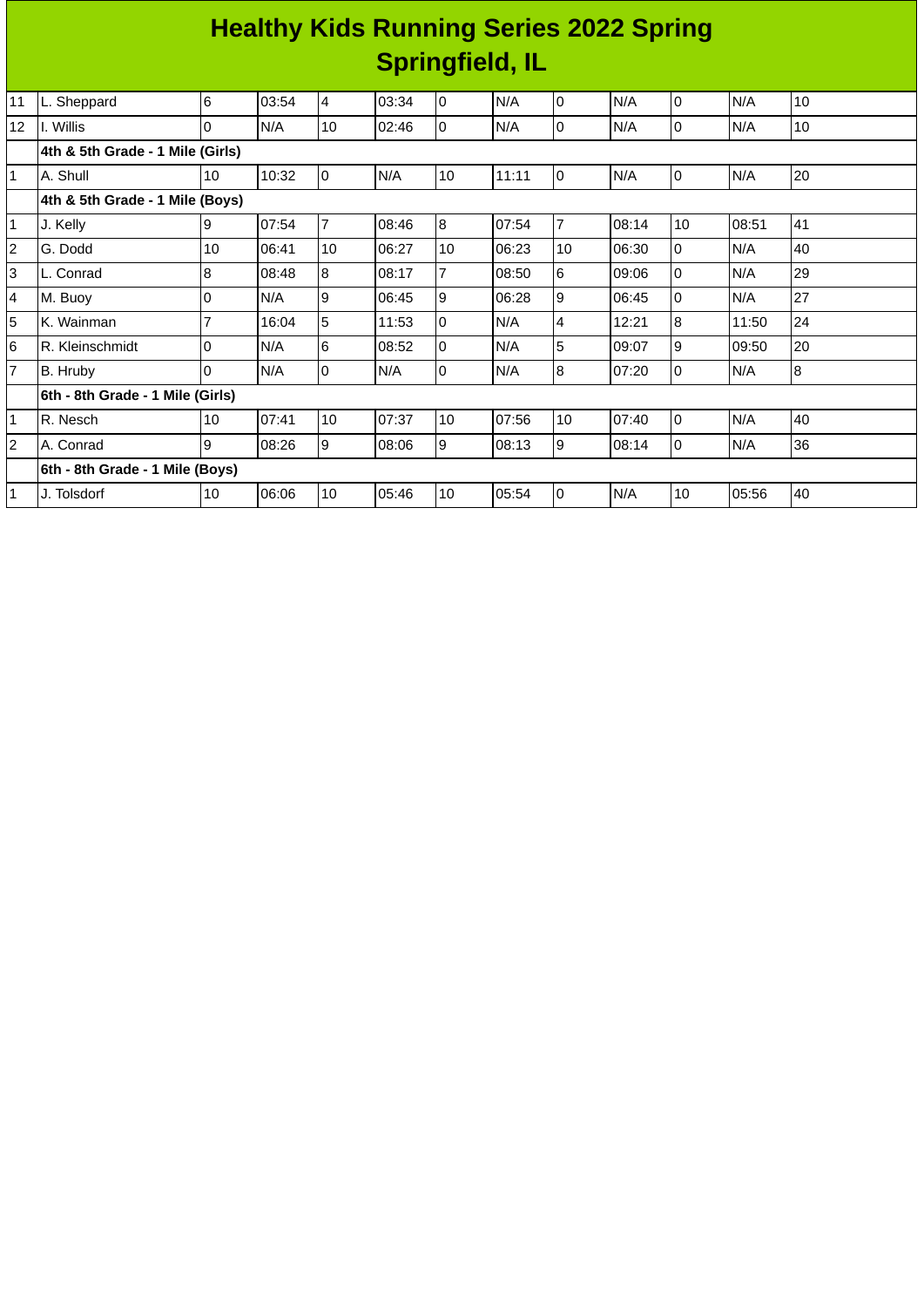# Healthy Kids Running Series 2022 Spring Springfield, IL

| | | | | | | | | | | | | |
|---|---|---|---|---|---|---|---|---|---|---|---|---|
| 11 | L. Sheppard | 6 | 03:54 | 4 | 03:34 | 0 | N/A | 0 | N/A | 0 | N/A | 10 |
| 12 | I. Willis | 0 | N/A | 10 | 02:46 | 0 | N/A | 0 | N/A | 0 | N/A | 10 |
| | **4th & 5th Grade - 1 Mile (Girls)** | | | | | | | | | | | |
| 1 | A. Shull | 10 | 10:32 | 0 | N/A | 10 | 11:11 | 0 | N/A | 0 | N/A | 20 |
| | **4th & 5th Grade - 1 Mile (Boys)** | | | | | | | | | | | |
| 1 | J. Kelly | 9 | 07:54 | 7 | 08:46 | 8 | 07:54 | 7 | 08:14 | 10 | 08:51 | 41 |
| 2 | G. Dodd | 10 | 06:41 | 10 | 06:27 | 10 | 06:23 | 10 | 06:30 | 0 | N/A | 40 |
| 3 | L. Conrad | 8 | 08:48 | 8 | 08:17 | 7 | 08:50 | 6 | 09:06 | 0 | N/A | 29 |
| 4 | M. Buoy | 0 | N/A | 9 | 06:45 | 9 | 06:28 | 9 | 06:45 | 0 | N/A | 27 |
| 5 | K. Wainman | 7 | 16:04 | 5 | 11:53 | 0 | N/A | 4 | 12:21 | 8 | 11:50 | 24 |
| 6 | R. Kleinschmidt | 0 | N/A | 6 | 08:52 | 0 | N/A | 5 | 09:07 | 9 | 09:50 | 20 |
| 7 | B. Hruby | 0 | N/A | 0 | N/A | 0 | N/A | 8 | 07:20 | 0 | N/A | 8 |
| | **6th - 8th Grade - 1 Mile (Girls)** | | | | | | | | | | | |
| 1 | R. Nesch | 10 | 07:41 | 10 | 07:37 | 10 | 07:56 | 10 | 07:40 | 0 | N/A | 40 |
| 2 | A. Conrad | 9 | 08:26 | 9 | 08:06 | 9 | 08:13 | 9 | 08:14 | 0 | N/A | 36 |
| | **6th - 8th Grade - 1 Mile (Boys)** | | | | | | | | | | | |
| 1 | J. Tolsdorf | 10 | 06:06 | 10 | 05:46 | 10 | 05:54 | 0 | N/A | 10 | 05:56 | 40 |